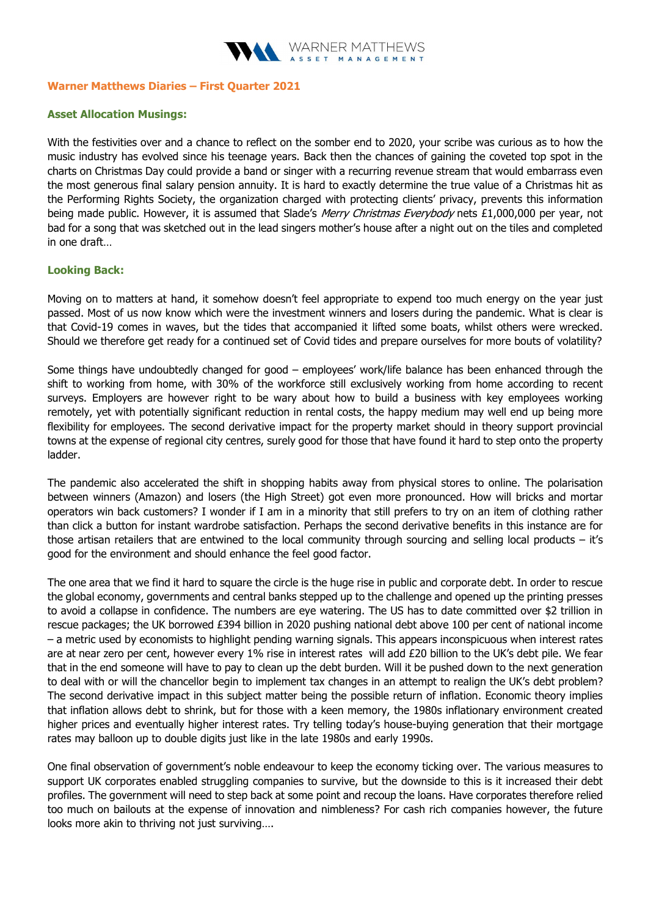# Warner Matthews Diaries – First Quarter 2021

## Asset Allocation Musings:

With the festivities over and a chance to reflect on the somber end to 2020, your scribe was curious as to how the music industry has evolved since his teenage years. Back then the chances of gaining the coveted top spot in the charts on Christmas Day could provide a band or singer with a recurring revenue stream that would embarrass even the most generous final salary pension annuity. It is hard to exactly determine the true value of a Christmas hit as the Performing Rights Society, the organization charged with protecting clients' privacy, prevents this information being made public. However, it is assumed that Slade's *Merry Christmas Everybody* nets £1,000,000 per year, not bad for a song that was sketched out in the lead singers mother's house after a night out on the tiles and completed in one draft…

## Looking Back:

Moving on to matters at hand, it somehow doesn't feel appropriate to expend too much energy on the year just passed. Most of us now know which were the investment winners and losers during the pandemic. What is clear is that Covid-19 comes in waves, but the tides that accompanied it lifted some boats, whilst others were wrecked. Should we therefore get ready for a continued set of Covid tides and prepare ourselves for more bouts of volatility?

Some things have undoubtedly changed for good – employees' work/life balance has been enhanced through the shift to working from home, with 30% of the workforce still exclusively working from home according to recent surveys. Employers are however right to be wary about how to build a business with key employees working remotely, yet with potentially significant reduction in rental costs, the happy medium may well end up being more flexibility for employees. The second derivative impact for the property market should in theory support provincial towns at the expense of regional city centres, surely good for those that have found it hard to step onto the property ladder.

The pandemic also accelerated the shift in shopping habits away from physical stores to online. The polarisation between winners (Amazon) and losers (the High Street) got even more pronounced. How will bricks and mortar operators win back customers? I wonder if I am in a minority that still prefers to try on an item of clothing rather than click a button for instant wardrobe satisfaction. Perhaps the second derivative benefits in this instance are for those artisan retailers that are entwined to the local community through sourcing and selling local products – it's good for the environment and should enhance the feel good factor.

The one area that we find it hard to square the circle is the huge rise in public and corporate debt. In order to rescue the global economy, governments and central banks stepped up to the challenge and opened up the printing presses to avoid a collapse in confidence. The numbers are eye watering. The US has to date committed over $2 trillion in rescue packages; the UK borrowed £394 billion in 2020 pushing national debt above 100 per cent of national income – a metric used by economists to highlight pending warning signals. This appears inconspicuous when interest rates are at near zero per cent, however every 1% rise in interest rates will add £20 billion to the UK's debt pile. We fear that in the end someone will have to pay to clean up the debt burden. Will it be pushed down to the next generation to deal with or will the chancellor begin to implement tax changes in an attempt to realign the UK's debt problem? The second derivative impact in this subject matter being the possible return of inflation. Economic theory implies that inflation allows debt to shrink, but for those with a keen memory, the 1980s inflationary environment created higher prices and eventually higher interest rates. Try telling today's house-buying generation that their mortgage rates may balloon up to double digits just like in the late 1980s and early 1990s.

One final observation of government's noble endeavour to keep the economy ticking over. The various measures to support UK corporates enabled struggling companies to survive, but the downside to this is it increased their debt profiles. The government will need to step back at some point and recoup the loans. Have corporates therefore relied too much on bailouts at the expense of innovation and nimbleness? For cash rich companies however, the future looks more akin to thriving not just surviving….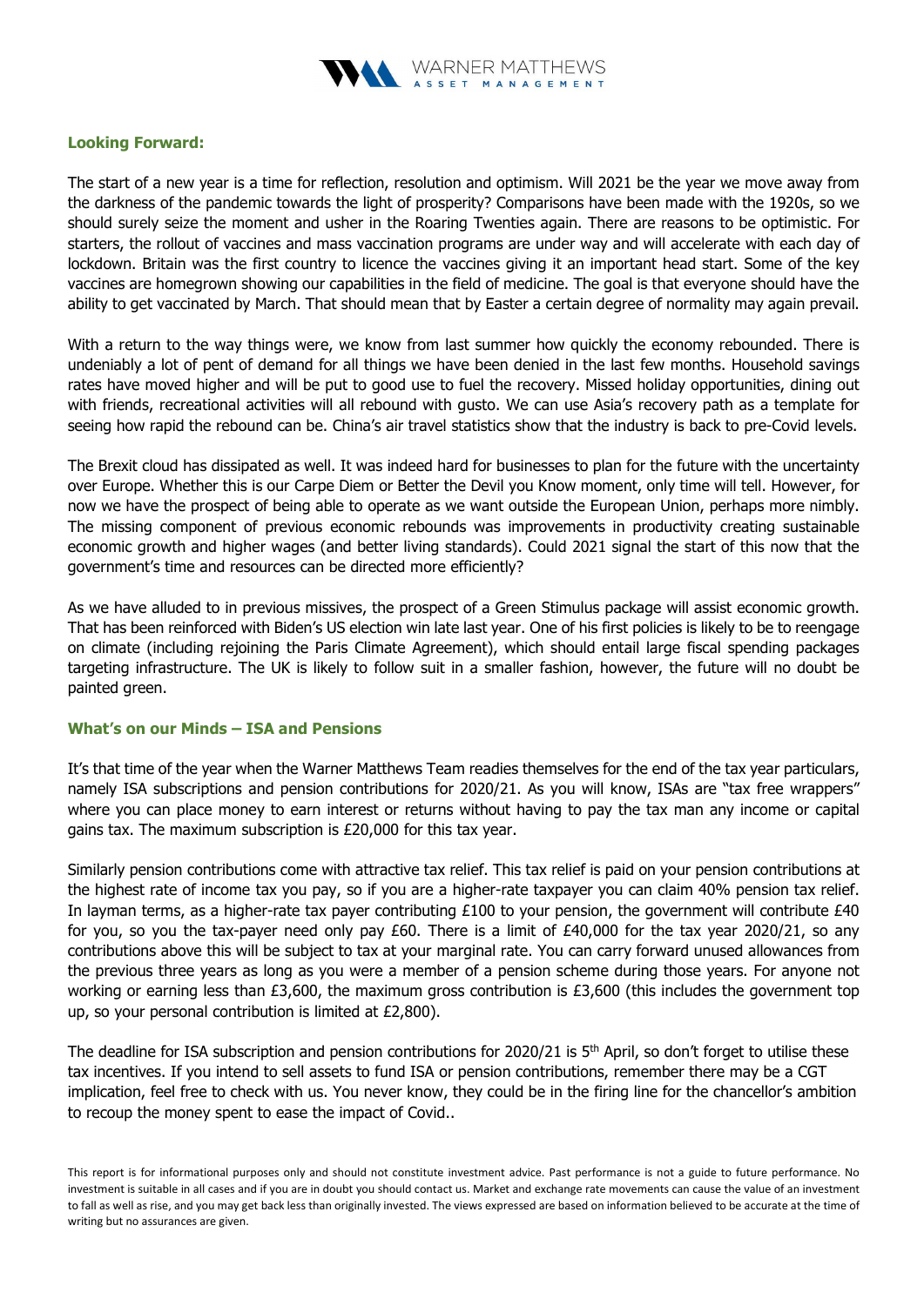### Looking Forward:

The start of a new year is a time for reflection, resolution and optimism. Will 2021 be the year we move away from the darkness of the pandemic towards the light of prosperity? Comparisons have been made with the 1920s, so we should surely seize the moment and usher in the Roaring Twenties again. There are reasons to be optimistic. For starters, the rollout of vaccines and mass vaccination programs are under way and will accelerate with each day of lockdown. Britain was the first country to licence the vaccines giving it an important head start. Some of the key vaccines are homegrown showing our capabilities in the field of medicine. The goal is that everyone should have the ability to get vaccinated by March. That should mean that by Easter a certain degree of normality may again prevail.

With a return to the way things were, we know from last summer how quickly the economy rebounded. There is undeniably a lot of pent of demand for all things we have been denied in the last few months. Household savings rates have moved higher and will be put to good use to fuel the recovery. Missed holiday opportunities, dining out with friends, recreational activities will all rebound with gusto. We can use Asia's recovery path as a template for seeing how rapid the rebound can be. China's air travel statistics show that the industry is back to pre-Covid levels.

The Brexit cloud has dissipated as well. It was indeed hard for businesses to plan for the future with the uncertainty over Europe. Whether this is our Carpe Diem or Better the Devil you Know moment, only time will tell. However, for now we have the prospect of being able to operate as we want outside the European Union, perhaps more nimbly. The missing component of previous economic rebounds was improvements in productivity creating sustainable economic growth and higher wages (and better living standards). Could 2021 signal the start of this now that the government's time and resources can be directed more efficiently?

As we have alluded to in previous missives, the prospect of a Green Stimulus package will assist economic growth. That has been reinforced with Biden's US election win late last year. One of his first policies is likely to be to reengage on climate (including rejoining the Paris Climate Agreement), which should entail large fiscal spending packages targeting infrastructure. The UK is likely to follow suit in a smaller fashion, however, the future will no doubt be painted green.

### What's on our Minds – ISA and Pensions

It's that time of the year when the Warner Matthews Team readies themselves for the end of the tax year particulars, namely ISA subscriptions and pension contributions for 2020/21. As you will know, ISAs are "tax free wrappers" where you can place money to earn interest or returns without having to pay the tax man any income or capital gains tax. The maximum subscription is £20,000 for this tax year.

Similarly pension contributions come with attractive tax relief. This tax relief is paid on your pension contributions at the highest rate of income tax you pay, so if you are a higher-rate taxpayer you can claim 40% pension tax relief. In layman terms, as a higher-rate tax payer contributing £100 to your pension, the government will contribute £40 for you, so you the tax-payer need only pay £60. There is a limit of £40,000 for the tax year 2020/21, so any contributions above this will be subject to tax at your marginal rate. You can carry forward unused allowances from the previous three years as long as you were a member of a pension scheme during those years. For anyone not working or earning less than £3,600, the maximum gross contribution is £3,600 (this includes the government top up, so your personal contribution is limited at £2,800).

The deadline for ISA subscription and pension contributions for 2020/21 is 5th April, so don't forget to utilise these tax incentives. If you intend to sell assets to fund ISA or pension contributions, remember there may be a CGT implication, feel free to check with us. You never know, they could be in the firing line for the chancellor's ambition to recoup the money spent to ease the impact of Covid..

This report is for informational purposes only and should not constitute investment advice. Past performance is not a guide to future performance. No investment is suitable in all cases and if you are in doubt you should contact us. Market and exchange rate movements can cause the value of an investment to fall as well as rise, and you may get back less than originally invested. The views expressed are based on information believed to be accurate at the time of writing but no assurances are given.